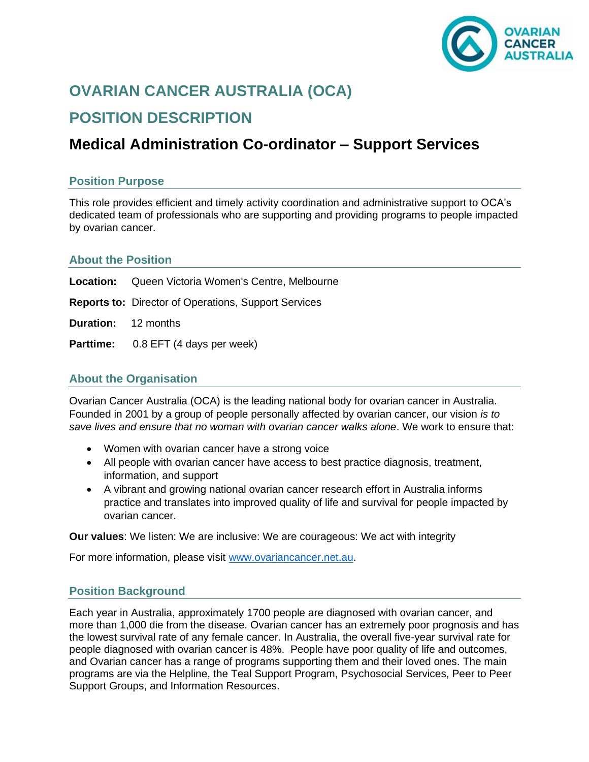# OVARIAN CANCER AUSTRALIA (OCA)

# POSITION DESCRIPTION

## Medical Administration Co-ordinator – Support Services

### Position Purpose

This role provides efficient and timely activity coordination and administrative support to OCA's dedicated team of professionals who are supporting and providing programs to people impacted by ovarian cancer.

### About the Position

**Location:** Queen Victoria Women's Centre, Melbourne

**Reports to:** Director of Operations, Support Services

**Duration:** 12 months

**Parttime:** 0.8 EFT (4 days per week)

### About the Organisation

Ovarian Cancer Australia (OCA) is the leading national body for ovarian cancer in Australia. Founded in 2001 by a group of people personally affected by ovarian cancer, our vision *is to save lives and ensure that no woman with ovarian cancer walks alone*. We work to ensure that:

- Women with ovarian cancer have a strong voice
- All people with ovarian cancer have access to best practice diagnosis, treatment, information, and support
- A vibrant and growing national ovarian cancer research effort in Australia informs practice and translates into improved quality of life and survival for people impacted by ovarian cancer.

**Our values**: We listen: We are inclusive: We are courageous: We act with integrity

For more information, please visit www.ovariancancer.net.au.

### Position Background

Each year in Australia, approximately 1700 people are diagnosed with ovarian cancer, and more than 1,000 die from the disease. Ovarian cancer has an extremely poor prognosis and has the lowest survival rate of any female cancer. In Australia, the overall five-year survival rate for people diagnosed with ovarian cancer is 48%. People have poor quality of life and outcomes, and Ovarian cancer has a range of programs supporting them and their loved ones. The main programs are via the Helpline, the Teal Support Program, Psychosocial Services, Peer to Peer Support Groups, and Information Resources.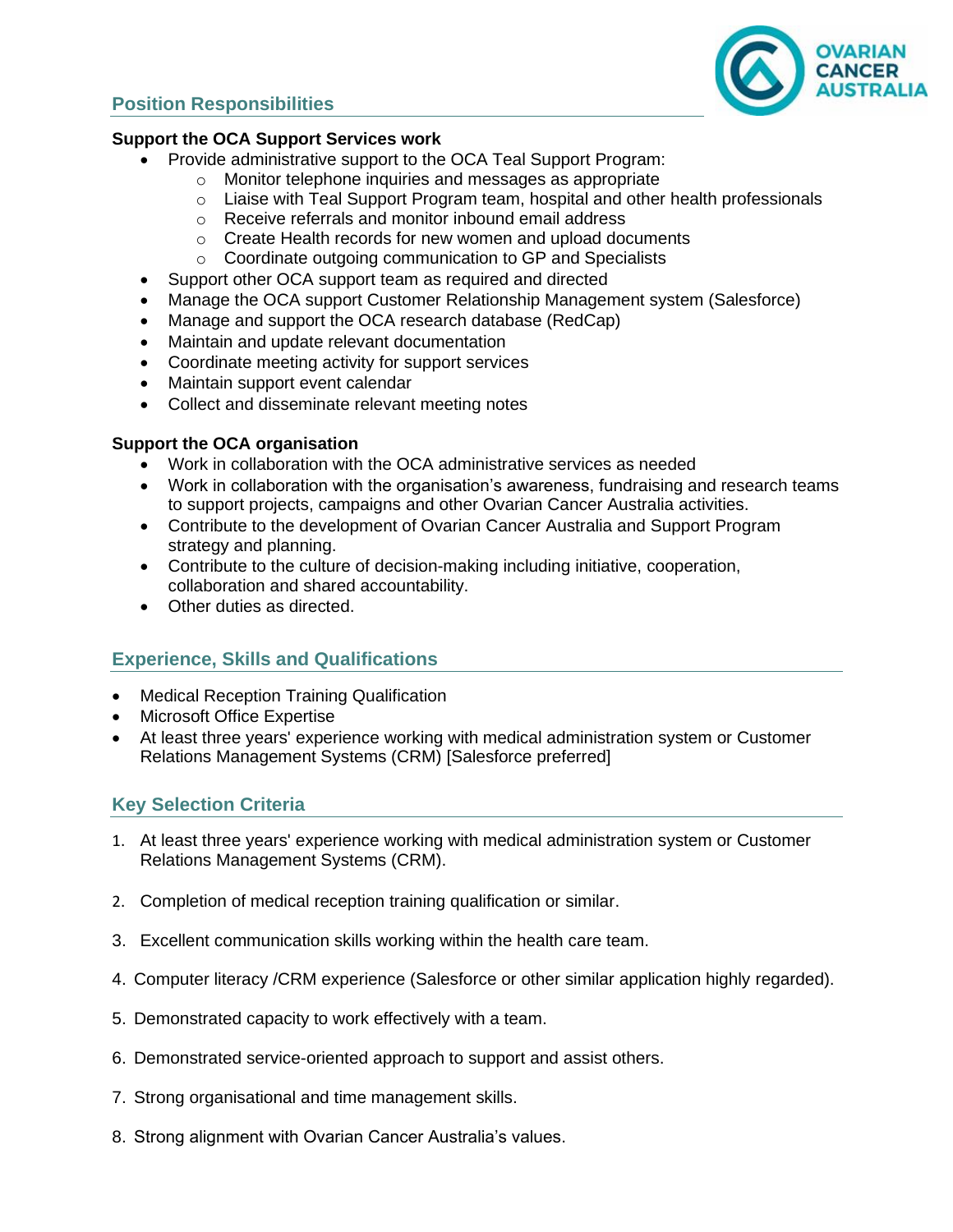## Position Responsibilities

**Support the OCA Support Services work**

- Provide administrative support to the OCA Teal Support Program:
  - Monitor telephone inquiries and messages as appropriate
  - Liaise with Teal Support Program team, hospital and other health professionals
  - Receive referrals and monitor inbound email address
  - Create Health records for new women and upload documents
  - Coordinate outgoing communication to GP and Specialists
- Support other OCA support team as required and directed
- Manage the OCA support Customer Relationship Management system (Salesforce)
- Manage and support the OCA research database (RedCap)
- Maintain and update relevant documentation
- Coordinate meeting activity for support services
- Maintain support event calendar
- Collect and disseminate relevant meeting notes

**Support the OCA organisation**

- Work in collaboration with the OCA administrative services as needed
- Work in collaboration with the organisation's awareness, fundraising and research teams to support projects, campaigns and other Ovarian Cancer Australia activities.
- Contribute to the development of Ovarian Cancer Australia and Support Program strategy and planning.
- Contribute to the culture of decision-making including initiative, cooperation, collaboration and shared accountability.
- Other duties as directed.

## Experience, Skills and Qualifications

- Medical Reception Training Qualification
- Microsoft Office Expertise
- At least three years' experience working with medical administration system or Customer Relations Management Systems (CRM) [Salesforce preferred]

## Key Selection Criteria

1. At least three years' experience working with medical administration system or Customer Relations Management Systems (CRM).
2. Completion of medical reception training qualification or similar.
3. Excellent communication skills working within the health care team.
4. Computer literacy /CRM experience (Salesforce or other similar application highly regarded).
5. Demonstrated capacity to work effectively with a team.
6. Demonstrated service-oriented approach to support and assist others.
7. Strong organisational and time management skills.
8. Strong alignment with Ovarian Cancer Australia's values.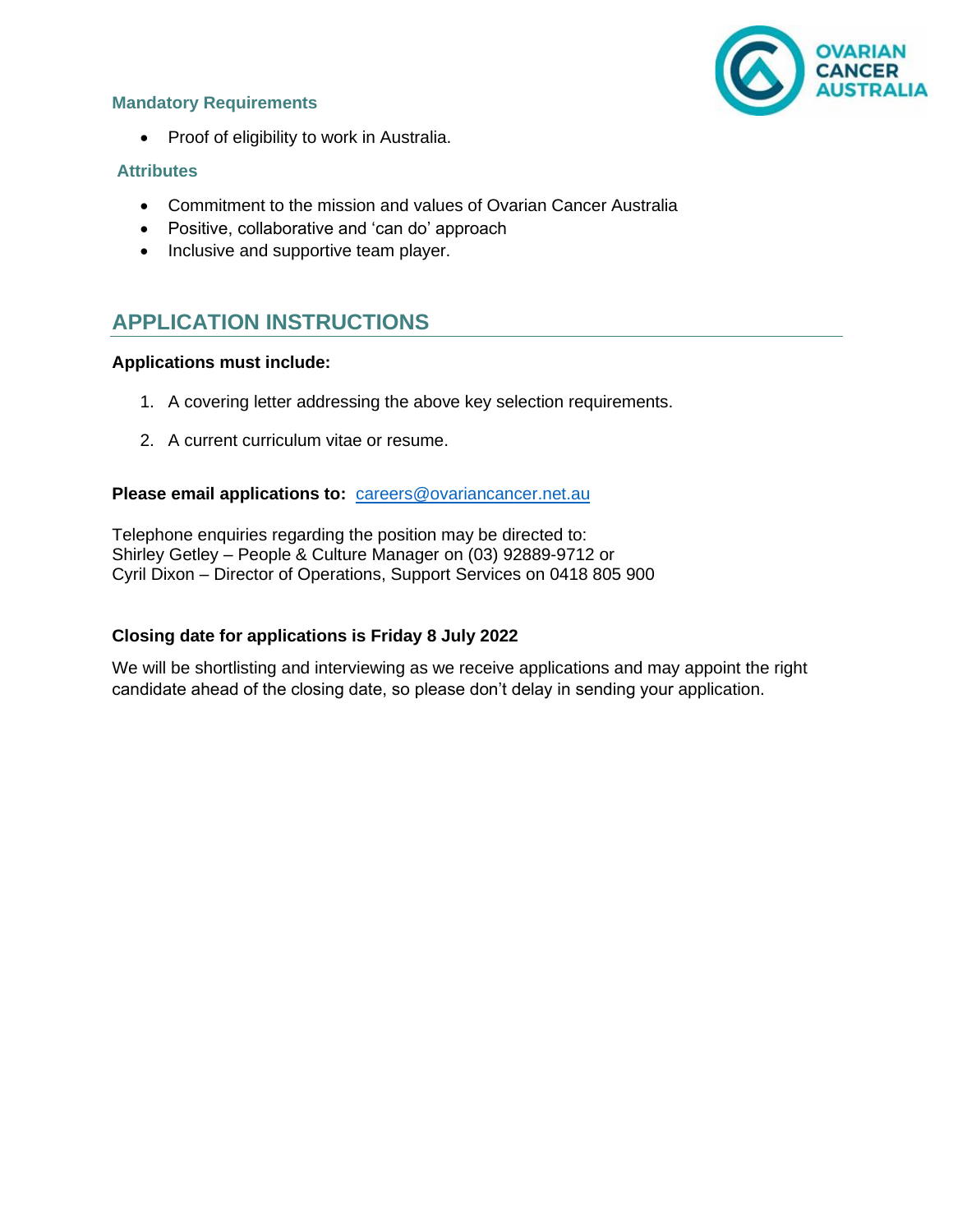### Mandatory Requirements

- Proof of eligibility to work in Australia.

### Attributes

- Commitment to the mission and values of Ovarian Cancer Australia
- Positive, collaborative and 'can do' approach
- Inclusive and supportive team player.

## APPLICATION INSTRUCTIONS

**Applications must include:**

1. A covering letter addressing the above key selection requirements.
2. A current curriculum vitae or resume.

**Please email applications to:** careers@ovariancancer.net.au

Telephone enquiries regarding the position may be directed to:
Shirley Getley – People & Culture Manager on (03) 92889-9712 or
Cyril Dixon – Director of Operations, Support Services on 0418 805 900

**Closing date for applications is Friday 8 July 2022**

We will be shortlisting and interviewing as we receive applications and may appoint the right candidate ahead of the closing date, so please don't delay in sending your application.